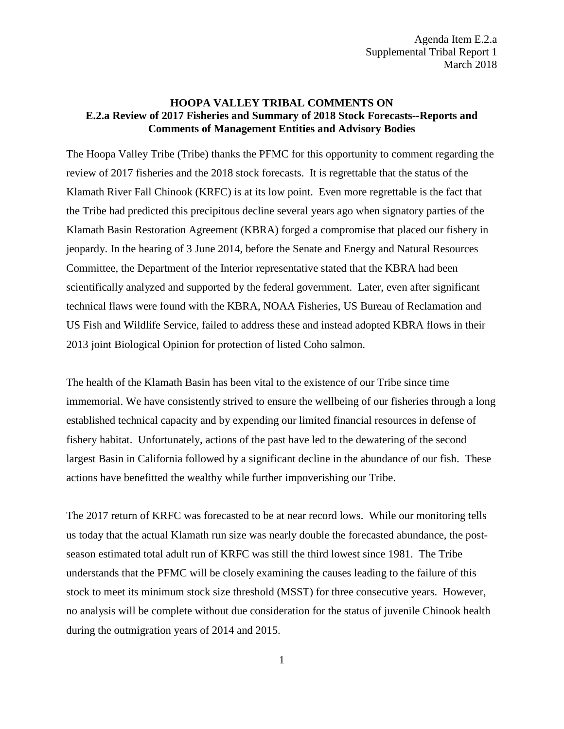Agenda Item E.2.a
Supplemental Tribal Report 1
March 2018

**HOOPA VALLEY TRIBAL COMMENTS ON**
**E.2.a Review of 2017 Fisheries and Summary of 2018 Stock Forecasts--Reports and Comments of Management Entities and Advisory Bodies**

The Hoopa Valley Tribe (Tribe) thanks the PFMC for this opportunity to comment regarding the review of 2017 fisheries and the 2018 stock forecasts. It is regrettable that the status of the Klamath River Fall Chinook (KRFC) is at its low point. Even more regrettable is the fact that the Tribe had predicted this precipitous decline several years ago when signatory parties of the Klamath Basin Restoration Agreement (KBRA) forged a compromise that placed our fishery in jeopardy. In the hearing of 3 June 2014, before the Senate and Energy and Natural Resources Committee, the Department of the Interior representative stated that the KBRA had been scientifically analyzed and supported by the federal government. Later, even after significant technical flaws were found with the KBRA, NOAA Fisheries, US Bureau of Reclamation and US Fish and Wildlife Service, failed to address these and instead adopted KBRA flows in their 2013 joint Biological Opinion for protection of listed Coho salmon.

The health of the Klamath Basin has been vital to the existence of our Tribe since time immemorial. We have consistently strived to ensure the wellbeing of our fisheries through a long established technical capacity and by expending our limited financial resources in defense of fishery habitat. Unfortunately, actions of the past have led to the dewatering of the second largest Basin in California followed by a significant decline in the abundance of our fish. These actions have benefitted the wealthy while further impoverishing our Tribe.

The 2017 return of KRFC was forecasted to be at near record lows. While our monitoring tells us today that the actual Klamath run size was nearly double the forecasted abundance, the post-season estimated total adult run of KRFC was still the third lowest since 1981. The Tribe understands that the PFMC will be closely examining the causes leading to the failure of this stock to meet its minimum stock size threshold (MSST) for three consecutive years. However, no analysis will be complete without due consideration for the status of juvenile Chinook health during the outmigration years of 2014 and 2015.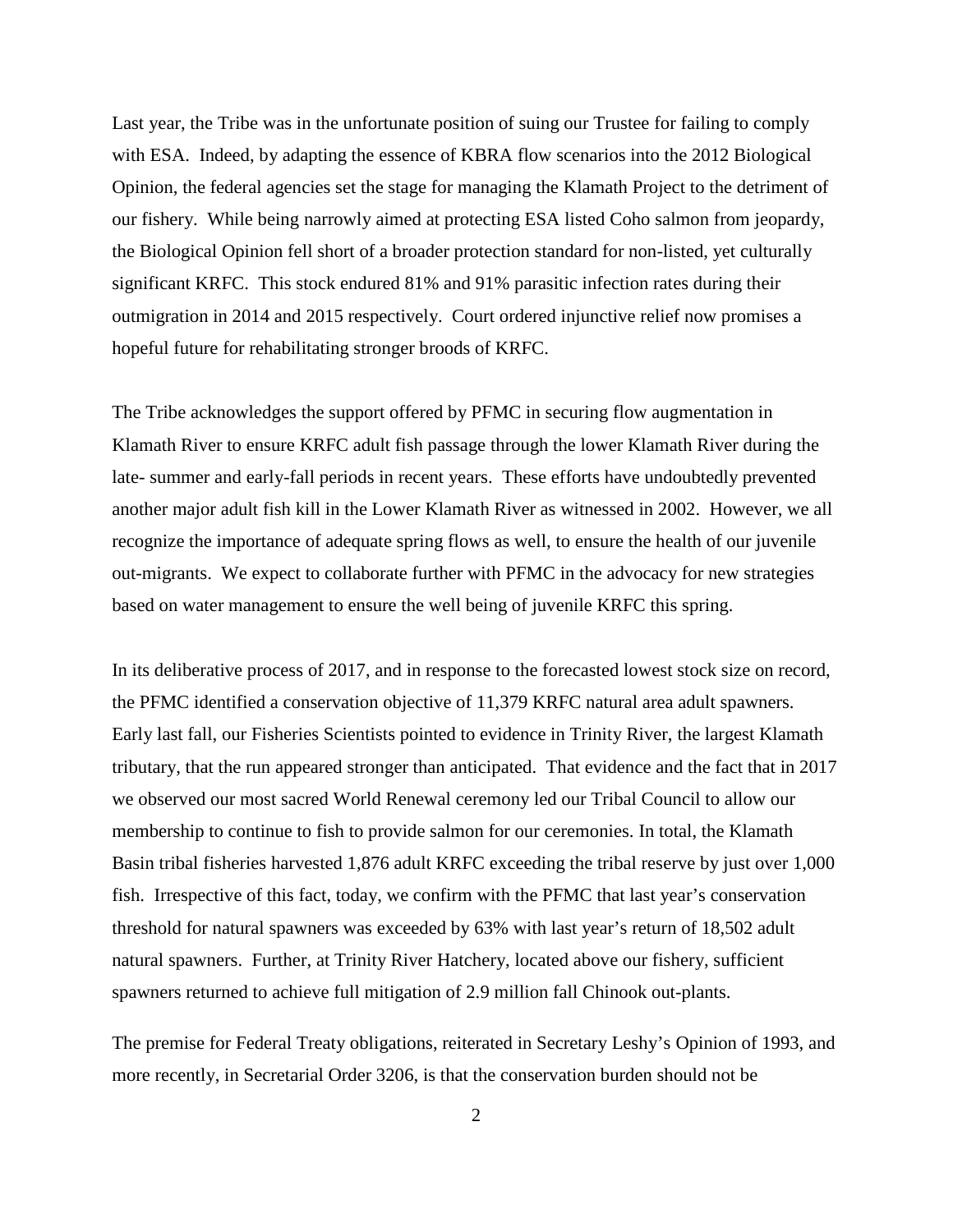Last year, the Tribe was in the unfortunate position of suing our Trustee for failing to comply with ESA. Indeed, by adapting the essence of KBRA flow scenarios into the 2012 Biological Opinion, the federal agencies set the stage for managing the Klamath Project to the detriment of our fishery. While being narrowly aimed at protecting ESA listed Coho salmon from jeopardy, the Biological Opinion fell short of a broader protection standard for non-listed, yet culturally significant KRFC. This stock endured 81% and 91% parasitic infection rates during their outmigration in 2014 and 2015 respectively. Court ordered injunctive relief now promises a hopeful future for rehabilitating stronger broods of KRFC.

The Tribe acknowledges the support offered by PFMC in securing flow augmentation in Klamath River to ensure KRFC adult fish passage through the lower Klamath River during the late- summer and early-fall periods in recent years. These efforts have undoubtedly prevented another major adult fish kill in the Lower Klamath River as witnessed in 2002. However, we all recognize the importance of adequate spring flows as well, to ensure the health of our juvenile out-migrants. We expect to collaborate further with PFMC in the advocacy for new strategies based on water management to ensure the well being of juvenile KRFC this spring.

In its deliberative process of 2017, and in response to the forecasted lowest stock size on record, the PFMC identified a conservation objective of 11,379 KRFC natural area adult spawners. Early last fall, our Fisheries Scientists pointed to evidence in Trinity River, the largest Klamath tributary, that the run appeared stronger than anticipated. That evidence and the fact that in 2017 we observed our most sacred World Renewal ceremony led our Tribal Council to allow our membership to continue to fish to provide salmon for our ceremonies. In total, the Klamath Basin tribal fisheries harvested 1,876 adult KRFC exceeding the tribal reserve by just over 1,000 fish. Irrespective of this fact, today, we confirm with the PFMC that last year's conservation threshold for natural spawners was exceeded by 63% with last year's return of 18,502 adult natural spawners. Further, at Trinity River Hatchery, located above our fishery, sufficient spawners returned to achieve full mitigation of 2.9 million fall Chinook out-plants.

The premise for Federal Treaty obligations, reiterated in Secretary Leshy's Opinion of 1993, and more recently, in Secretarial Order 3206, is that the conservation burden should not be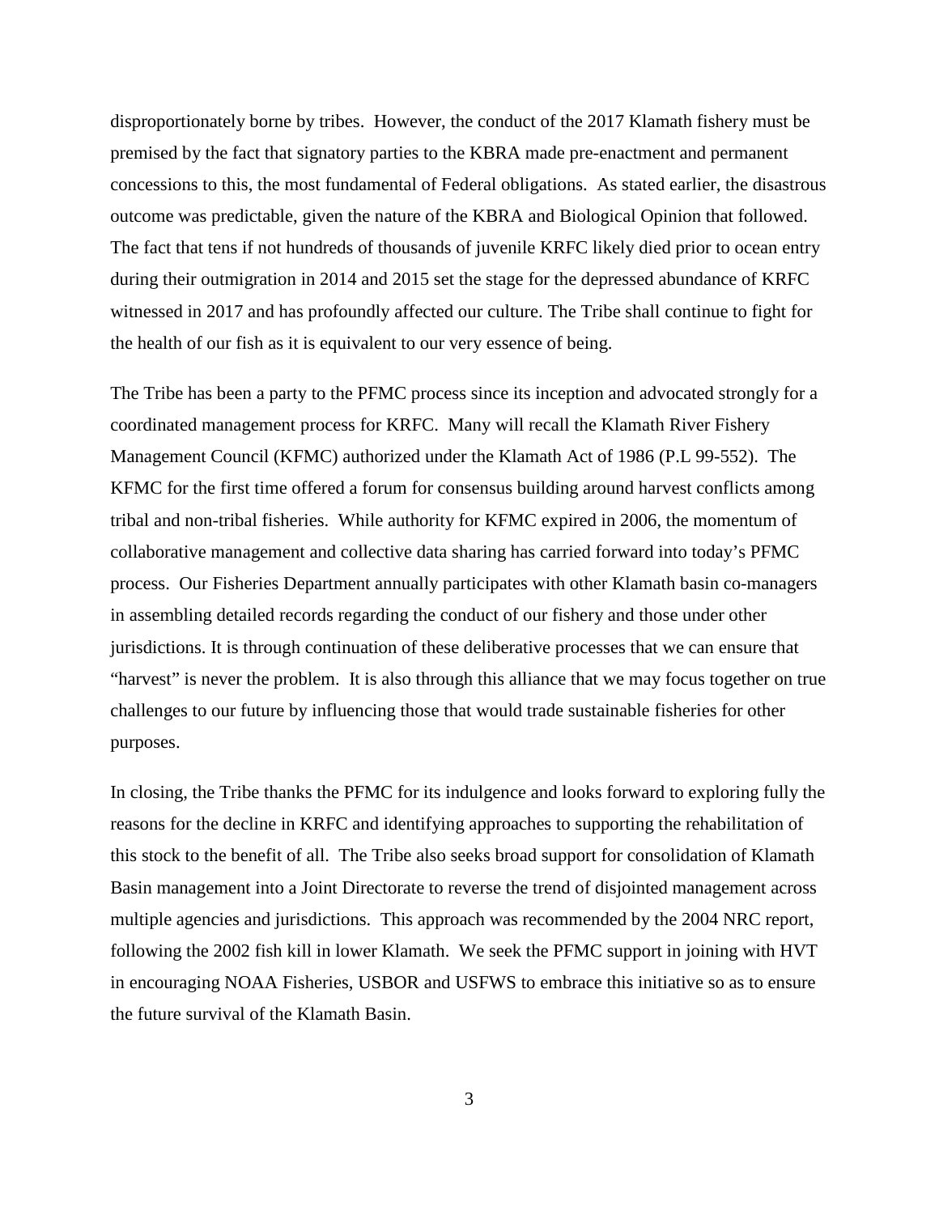disproportionately borne by tribes. However, the conduct of the 2017 Klamath fishery must be premised by the fact that signatory parties to the KBRA made pre-enactment and permanent concessions to this, the most fundamental of Federal obligations. As stated earlier, the disastrous outcome was predictable, given the nature of the KBRA and Biological Opinion that followed. The fact that tens if not hundreds of thousands of juvenile KRFC likely died prior to ocean entry during their outmigration in 2014 and 2015 set the stage for the depressed abundance of KRFC witnessed in 2017 and has profoundly affected our culture. The Tribe shall continue to fight for the health of our fish as it is equivalent to our very essence of being.

The Tribe has been a party to the PFMC process since its inception and advocated strongly for a coordinated management process for KRFC. Many will recall the Klamath River Fishery Management Council (KFMC) authorized under the Klamath Act of 1986 (P.L 99-552). The KFMC for the first time offered a forum for consensus building around harvest conflicts among tribal and non-tribal fisheries. While authority for KFMC expired in 2006, the momentum of collaborative management and collective data sharing has carried forward into today's PFMC process. Our Fisheries Department annually participates with other Klamath basin co-managers in assembling detailed records regarding the conduct of our fishery and those under other jurisdictions. It is through continuation of these deliberative processes that we can ensure that "harvest" is never the problem. It is also through this alliance that we may focus together on true challenges to our future by influencing those that would trade sustainable fisheries for other purposes.

In closing, the Tribe thanks the PFMC for its indulgence and looks forward to exploring fully the reasons for the decline in KRFC and identifying approaches to supporting the rehabilitation of this stock to the benefit of all. The Tribe also seeks broad support for consolidation of Klamath Basin management into a Joint Directorate to reverse the trend of disjointed management across multiple agencies and jurisdictions. This approach was recommended by the 2004 NRC report, following the 2002 fish kill in lower Klamath. We seek the PFMC support in joining with HVT in encouraging NOAA Fisheries, USBOR and USFWS to embrace this initiative so as to ensure the future survival of the Klamath Basin.